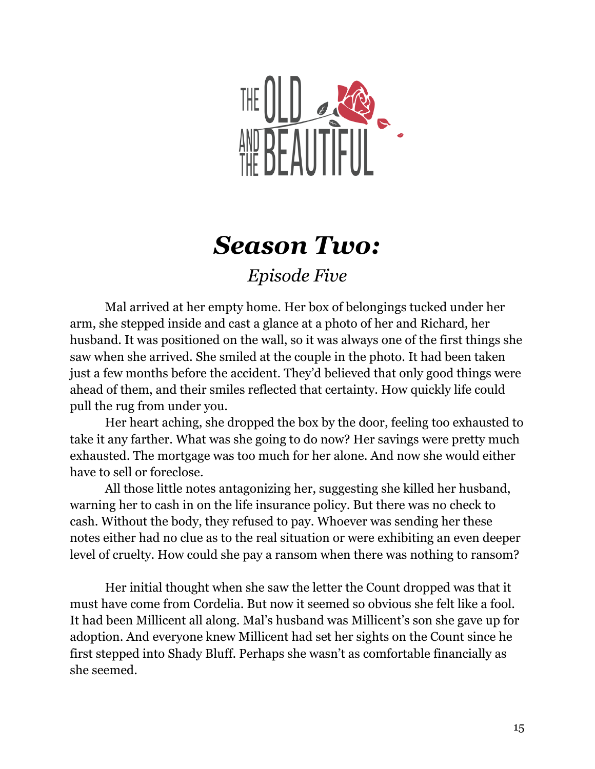THE OLD AND THE BEAUTIFUL

# *Season Two:*

## *Episode Five*

Mal arrived at her empty home. Her box of belongings tucked under her arm, she stepped inside and cast a glance at a photo of her and Richard, her husband. It was positioned on the wall, so it was always one of the first things she saw when she arrived. She smiled at the couple in the photo. It had been taken just a few months before the accident. They'd believed that only good things were ahead of them, and their smiles reflected that certainty. How quickly life could pull the rug from under you.

Her heart aching, she dropped the box by the door, feeling too exhausted to take it any farther. What was she going to do now? Her savings were pretty much exhausted. The mortgage was too much for her alone. And now she would either have to sell or foreclose.

All those little notes antagonizing her, suggesting she killed her husband, warning her to cash in on the life insurance policy. But there was no check to cash. Without the body, they refused to pay. Whoever was sending her these notes either had no clue as to the real situation or were exhibiting an even deeper level of cruelty. How could she pay a ransom when there was nothing to ransom?

Her initial thought when she saw the letter the Count dropped was that it must have come from Cordelia. But now it seemed so obvious she felt like a fool. It had been Millicent all along. Mal's husband was Millicent's son she gave up for adoption. And everyone knew Millicent had set her sights on the Count since he first stepped into Shady Bluff. Perhaps she wasn't as comfortable financially as she seemed.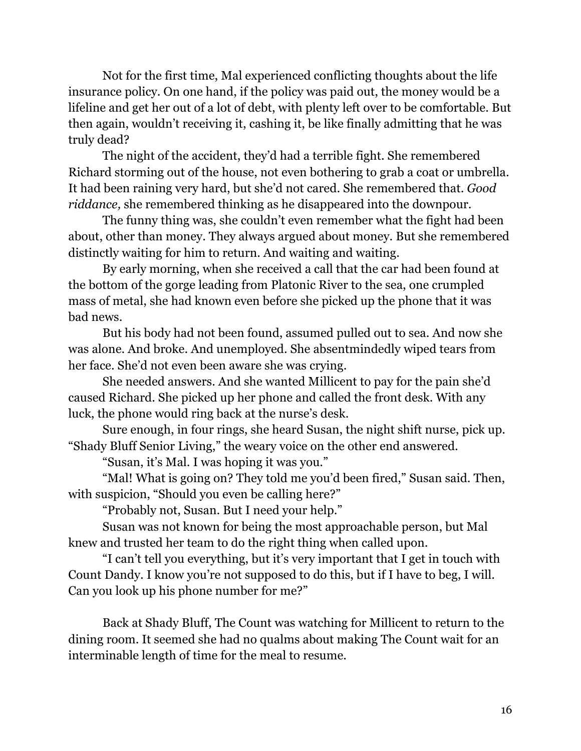Not for the first time, Mal experienced conflicting thoughts about the life insurance policy. On one hand, if the policy was paid out, the money would be a lifeline and get her out of a lot of debt, with plenty left over to be comfortable. But then again, wouldn't receiving it, cashing it, be like finally admitting that he was truly dead?

The night of the accident, they'd had a terrible fight. She remembered Richard storming out of the house, not even bothering to grab a coat or umbrella. It had been raining very hard, but she'd not cared. She remembered that. *Good riddance,* she remembered thinking as he disappeared into the downpour.

The funny thing was, she couldn't even remember what the fight had been about, other than money. They always argued about money. But she remembered distinctly waiting for him to return. And waiting and waiting.

By early morning, when she received a call that the car had been found at the bottom of the gorge leading from Platonic River to the sea, one crumpled mass of metal, she had known even before she picked up the phone that it was bad news.

But his body had not been found, assumed pulled out to sea. And now she was alone. And broke. And unemployed. She absentmindedly wiped tears from her face. She'd not even been aware she was crying.

She needed answers. And she wanted Millicent to pay for the pain she'd caused Richard. She picked up her phone and called the front desk. With any luck, the phone would ring back at the nurse's desk.

Sure enough, in four rings, she heard Susan, the night shift nurse, pick up. "Shady Bluff Senior Living," the weary voice on the other end answered.

"Susan, it's Mal. I was hoping it was you."

"Mal! What is going on? They told me you'd been fired," Susan said. Then, with suspicion, "Should you even be calling here?"

"Probably not, Susan. But I need your help."

Susan was not known for being the most approachable person, but Mal knew and trusted her team to do the right thing when called upon.

"I can't tell you everything, but it's very important that I get in touch with Count Dandy. I know you're not supposed to do this, but if I have to beg, I will. Can you look up his phone number for me?"

Back at Shady Bluff, The Count was watching for Millicent to return to the dining room. It seemed she had no qualms about making The Count wait for an interminable length of time for the meal to resume.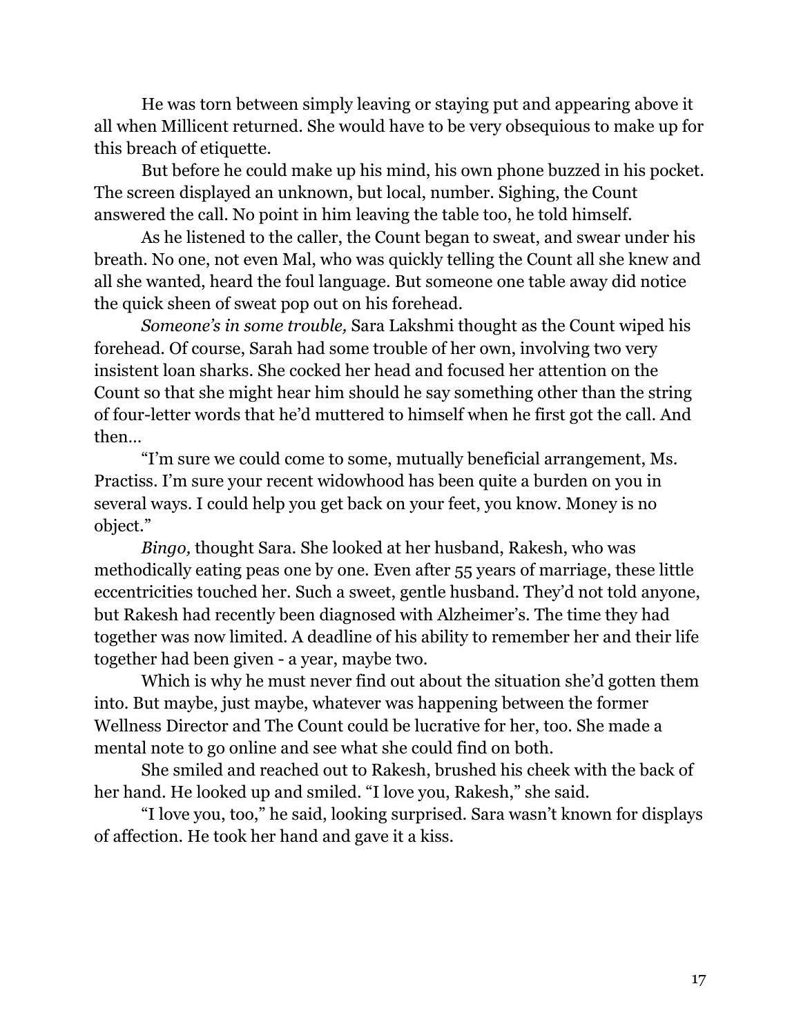He was torn between simply leaving or staying put and appearing above it all when Millicent returned. She would have to be very obsequious to make up for this breach of etiquette.

But before he could make up his mind, his own phone buzzed in his pocket. The screen displayed an unknown, but local, number. Sighing, the Count answered the call. No point in him leaving the table too, he told himself.

As he listened to the caller, the Count began to sweat, and swear under his breath. No one, not even Mal, who was quickly telling the Count all she knew and all she wanted, heard the foul language. But someone one table away did notice the quick sheen of sweat pop out on his forehead.

*Someone's in some trouble,* Sara Lakshmi thought as the Count wiped his forehead. Of course, Sarah had some trouble of her own, involving two very insistent loan sharks. She cocked her head and focused her attention on the Count so that she might hear him should he say something other than the string of four-letter words that he'd muttered to himself when he first got the call. And then…

"I'm sure we could come to some, mutually beneficial arrangement, Ms. Practiss. I'm sure your recent widowhood has been quite a burden on you in several ways. I could help you get back on your feet, you know. Money is no object."

*Bingo,* thought Sara. She looked at her husband, Rakesh, who was methodically eating peas one by one. Even after 55 years of marriage, these little eccentricities touched her. Such a sweet, gentle husband. They'd not told anyone, but Rakesh had recently been diagnosed with Alzheimer's. The time they had together was now limited. A deadline of his ability to remember her and their life together had been given - a year, maybe two.

Which is why he must never find out about the situation she'd gotten them into. But maybe, just maybe, whatever was happening between the former Wellness Director and The Count could be lucrative for her, too. She made a mental note to go online and see what she could find on both.

She smiled and reached out to Rakesh, brushed his cheek with the back of her hand. He looked up and smiled. "I love you, Rakesh," she said.

"I love you, too," he said, looking surprised. Sara wasn't known for displays of affection. He took her hand and gave it a kiss.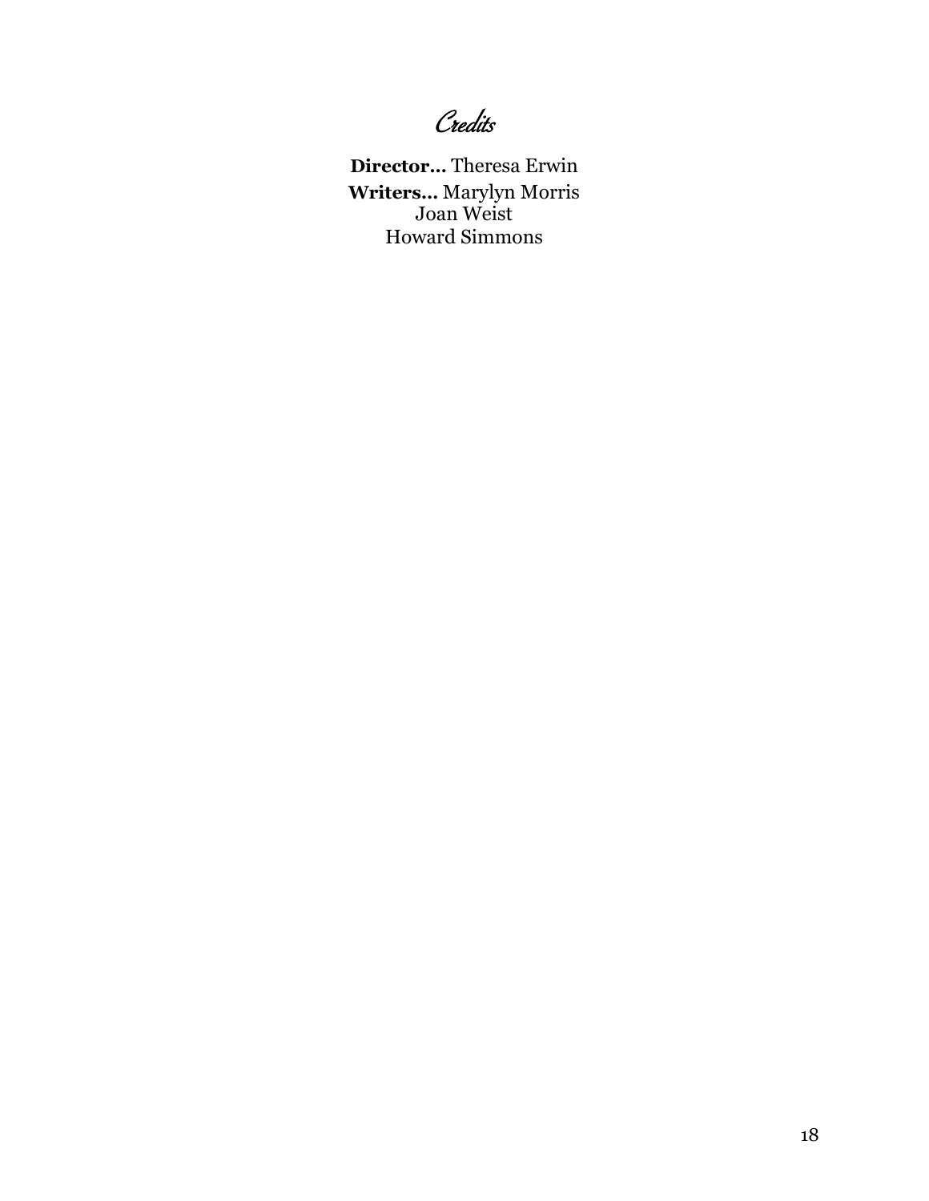# Credits

**Director…** Theresa Erwin
**Writers…** Marylyn Morris
Joan Weist
Howard Simmons